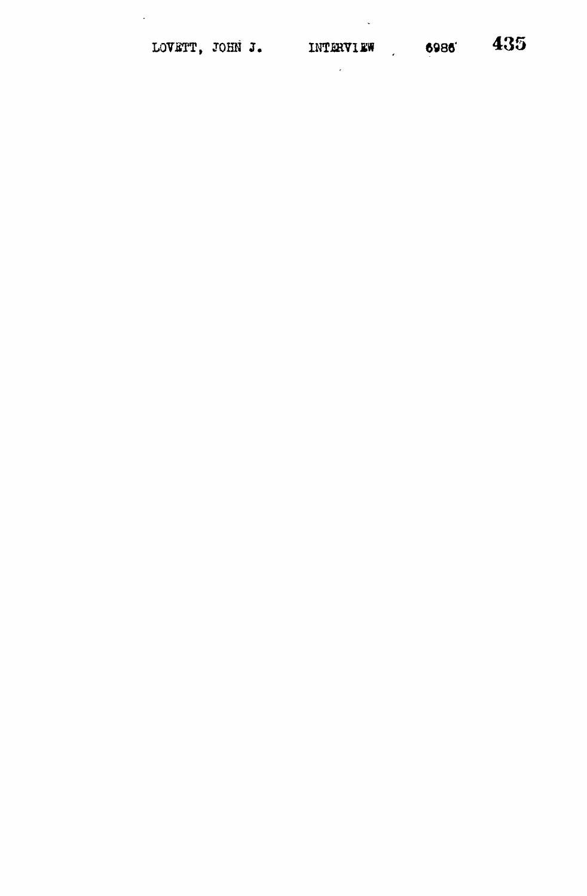LOVETT, JOHN J. INTERVIEW 6986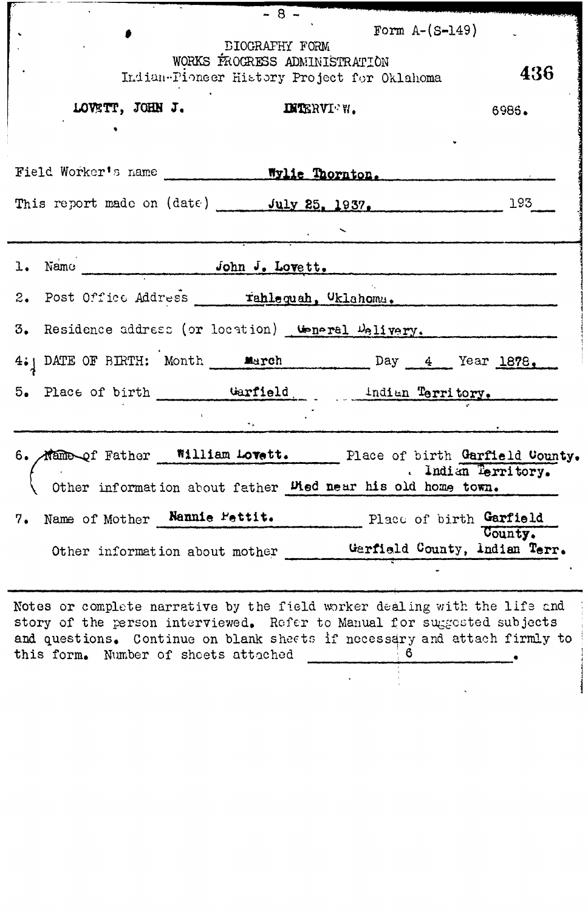Form A-(S-149)

BIOGRAPHY FORM
WORKS PROGRESS ADMINISTRATION
Indian-Pioneer History Project for Oklahoma

436

LOVETT, JOHN J. INTERVIEW. 6986.

Field Worker's name Wylie Thornton.

This report made on (date) July 25, 1937. 193

1. Name John J. Lovett.

2. Post Office Address Tahlequah, Oklahoma.

3. Residence address (or location) General Delivery.

4. DATE OF BIRTH: Month March Day 4 Year 1878.

5. Place of birth Garfield Indian Territory.

6. Name of Father William Lovett. Place of birth Garfield County. Indian Territory.
   Other information about father Died near his old home town.

7. Name of Mother Nannie Pettit. Place of birth Garfield County.
   Other information about mother Garfield County, Indian Terr.

Notes or complete narrative by the field worker dealing with the life and story of the person interviewed. Refer to Manual for suggested subjects and questions. Continue on blank sheets if necessary and attach firmly to this form. Number of sheets attached 6 .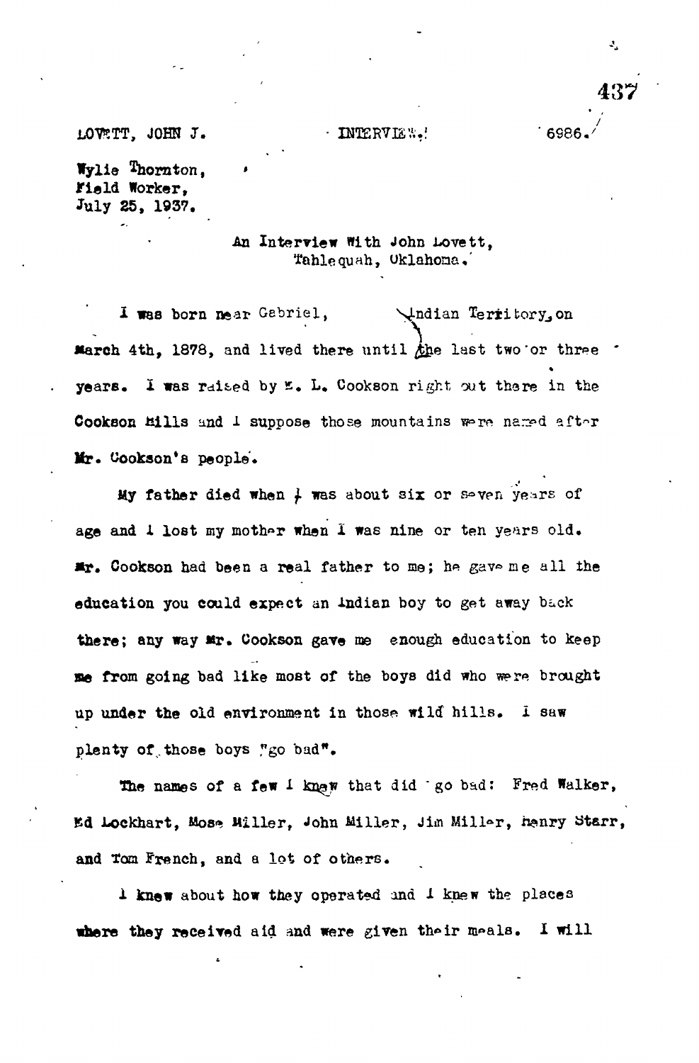LOVETT, JOHN J. INTERVIEW. 6986.

Wylie Thornton,
Field Worker,
July 25, 1937.

An Interview With John Lovett,
Tahlequah, Oklahoma.

I was born near Gabriel, Indian Territory, on March 4th, 1878, and lived there until the last two or three years. I was raised by E. L. Cookson right out there in the Cookson Hills and I suppose those mountains were named after Mr. Cookson's people.

My father died when I was about six or seven years of age and I lost my mother when I was nine or ten years old. Mr. Cookson had been a real father to me; he gave me all the education you could expect an Indian boy to get away back there; any way Mr. Cookson gave me enough education to keep me from going bad like most of the boys did who were brought up under the old environment in those wild hills. I saw plenty of those boys "go bad".

The names of a few I knew that did go bad: Fred Walker, Ed Lockhart, Mose Miller, John Miller, Jim Miller, Henry Starr, and Tom French, and a lot of others.

I knew about how they operated and I knew the places where they received aid and were given their meals. I will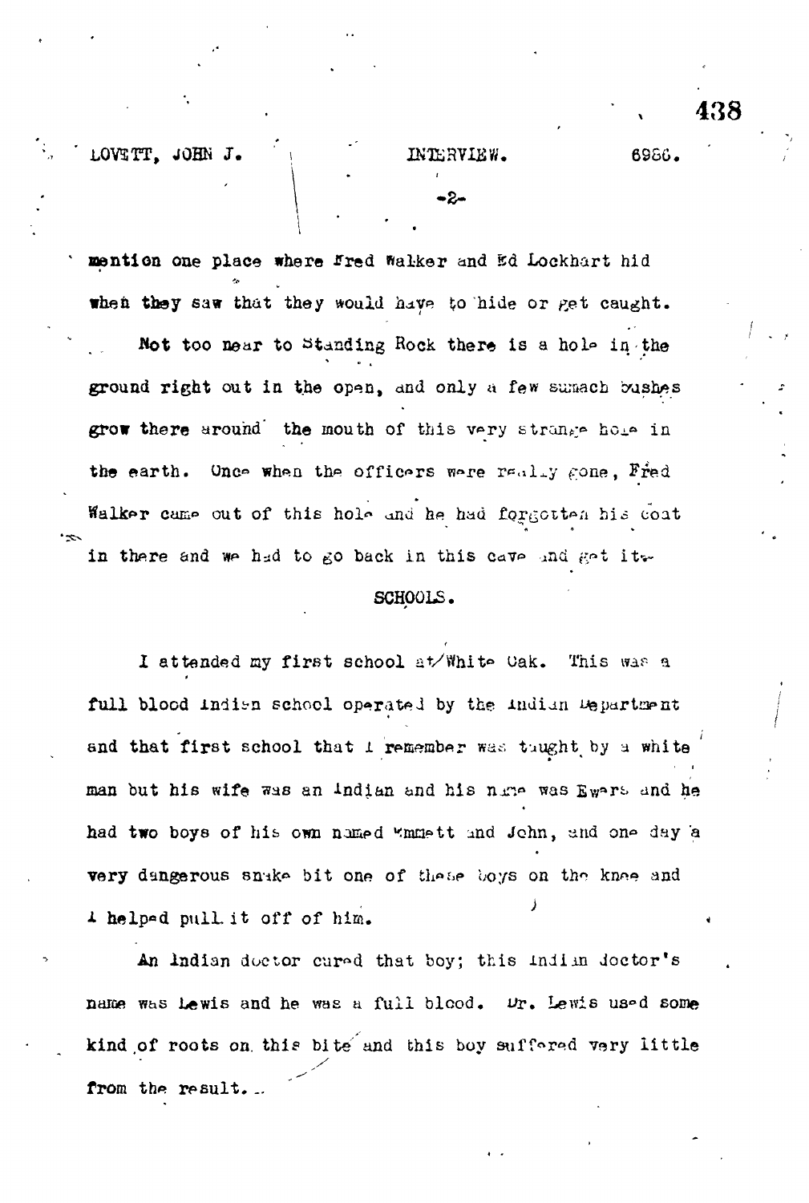mention one place where Fred Walker and Ed Lockhart hid when they saw that they would have to hide or get caught.

Not too near to Standing Rock there is a hole in the ground right out in the open, and only a few sumach bushes grow there around the mouth of this very strange hole in the earth. Once when the officers were really gone, Fred Walker came out of this hole and he had forgotten his coat in there and we had to go back in this cave and get it.

## SCHOOLS.

I attended my first school at White Oak. This was a full blood Indian school operated by the Indian Department and that first school that I remember was taught by a white man but his wife was an Indian and his name was Ewers and he had two boys of his own named Emmett and John, and one day a very dangerous snake bit one of these boys on the knee and I helped pull it off of him.

An Indian doctor cured that boy; this Indian doctor's name was Lewis and he was a full blood. Dr. Lewis used some kind of roots on this bite and this boy suffered very little from the result.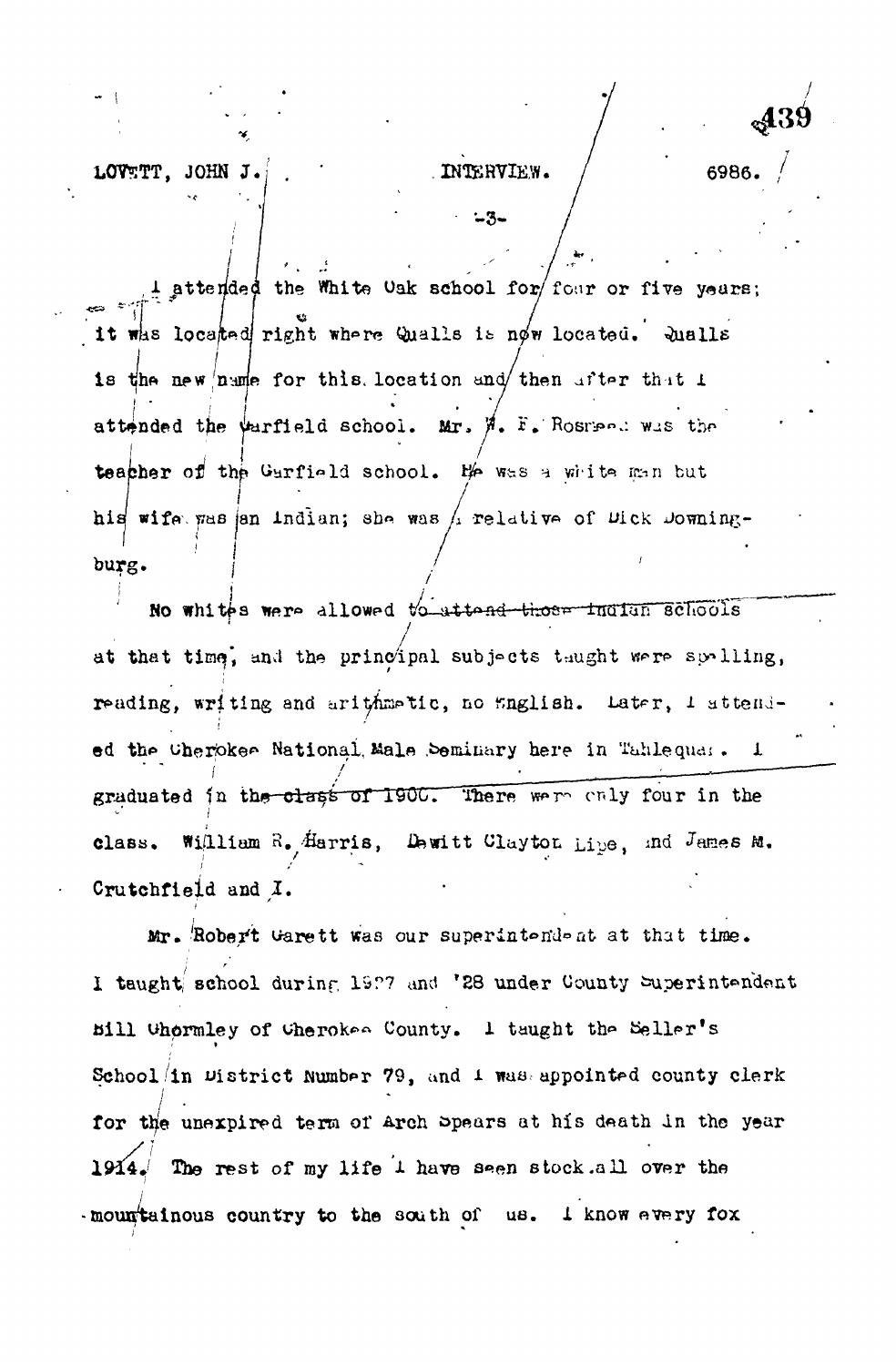I attended the White Oak school for four or five years; it was located right where Qualls is now located. Qualls is the new name for this location and then after that I attended the Garfield school. Mr. W. F. Rosreed was the teacher of the Garfield school. He was a white man but his wife was an Indian; she was a relative of Dick Downingburg.

No whites were allowed to attend those Indian schools at that time, and the principal subjects taught were spelling, reading, writing and arithmetic, no English. Later, I attended the Cherokee National Male Seminary here in Tahlequah. I graduated in the class of 1900. There were only four in the class. William R. Harris, Dewitt Clayton Lipe, and James M. Crutchfield and I.

Mr. Robert Garett was our superintendent at that time. I taught school during 1927 and '28 under County Superintendent Bill Ghormley of Cherokee County. I taught the Seller's School in District Number 79, and I was appointed county clerk for the unexpired term of Arch Spears at his death in the year 1914. The rest of my life I have seen stock all over the mountainous country to the south of us. I know every fox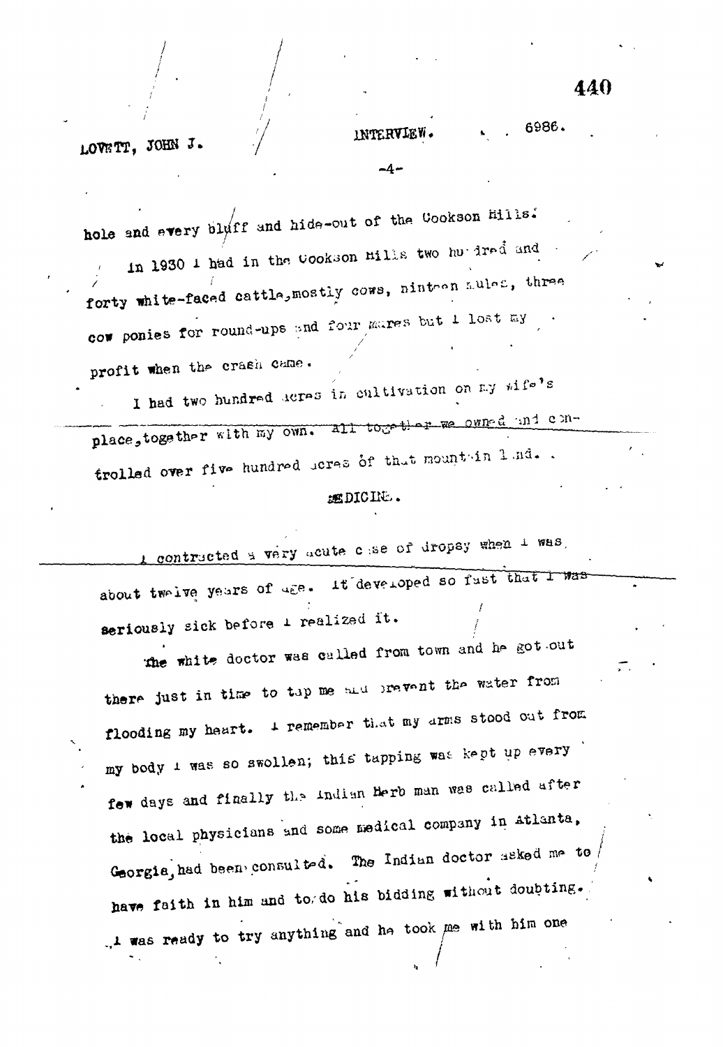hole and every bluff and hide-out of the Cookson Hills.

In 1930 I had in the Cookson Hills two hundred and forty white-faced cattle, mostly cows, nineteen mules, three cow ponies for round-ups and four mares but I lost my profit when the crash came.

I had two hundred acres in cultivation on my wife's place, together with my own. All together we owned and controlled over five hundred acres of that mountain land.

MEDICINE.

I contracted a very acute case of dropsy when I was about twelve years of age. It developed so fast that I was seriously sick before I realized it.

The white doctor was called from town and he got out there just in time to tap me and prevent the water from flooding my heart. I remember that my arms stood out from my body I was so swollen; this tapping was kept up every few days and finally the Indian Herb man was called after the local physicians and some medical company in Atlanta, Georgia, had been consulted. The Indian doctor asked me to have faith in him and to do his bidding without doubting. I was ready to try anything and he took me with him one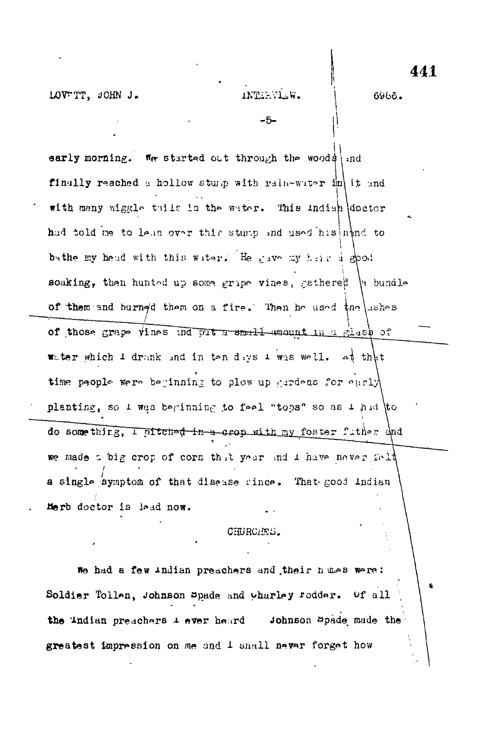early morning. We started out through the woods and finally reached a hollow stump with rain-water in it and with many wiggle tails in the water. This Indian doctor had told me to lean over this stump and used his hand to bathe my head with this water. He gave my hair a good soaking, then hunted up some grape vines, gathered a bundle of them and burned them on a fire. Then he used the ashes of those grape vines and put a small amount in a glass of water which I drank and in ten days I was well. At that time people were beginning to plow up gardens for early planting, so I was beginning to feel "tops" so as I had to do something, I pitched in a crop with my foster father and we made a big crop of corn that year and I have never felt a single symptom of that disease since. That good Indian Herb doctor is dead now.

## CHURCHES.

We had a few Indian preachers and their names were: Soldier Tollen, Johnson Spade and Charley Fodder. Of all the Indian preachers I ever heard Johnson Spade made the greatest impression on me and I shall never forget how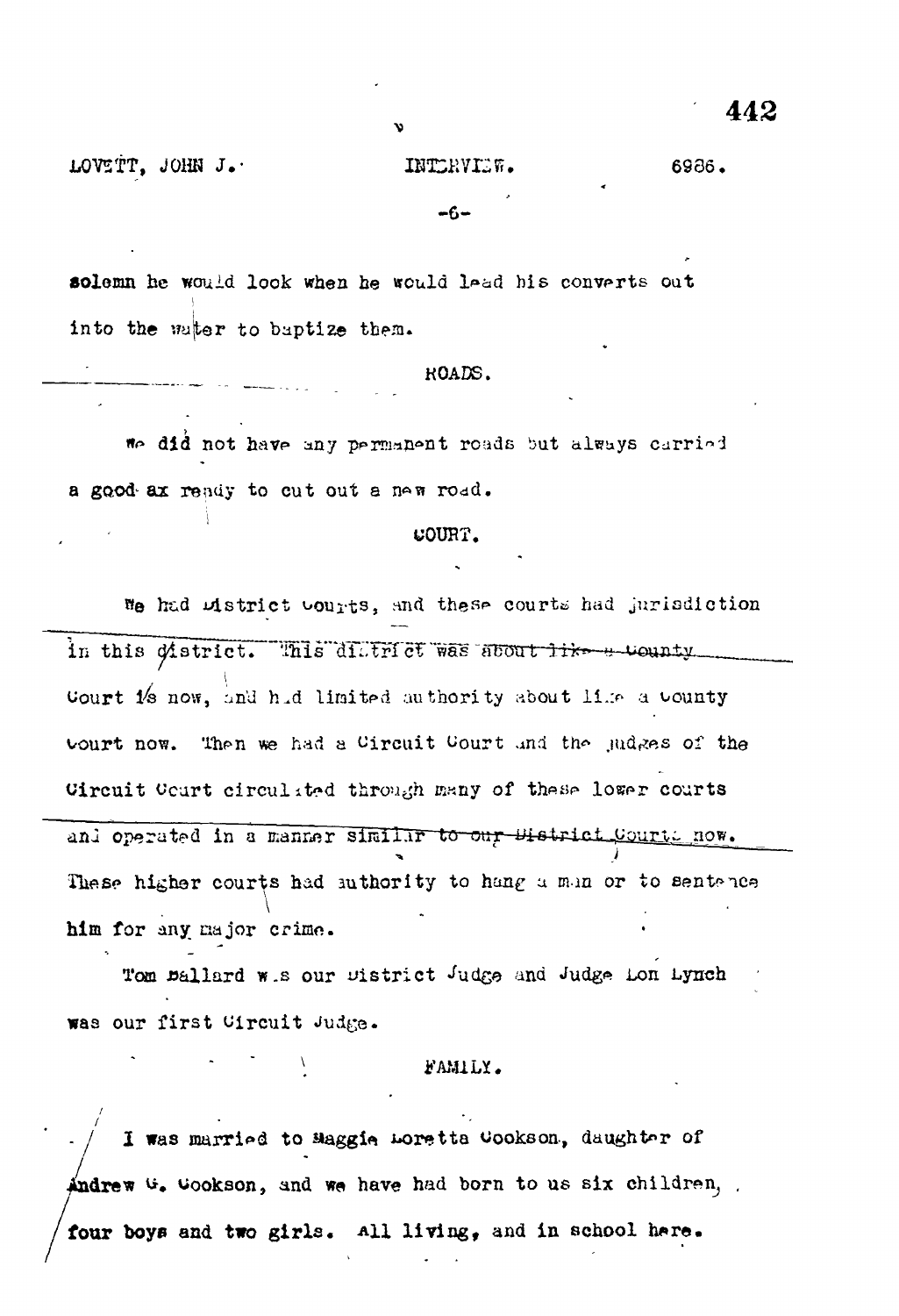solemn he would look when he would lead his converts out into the water to baptize them.

## ROADS.

We did not have any permanent roads but always carried a good ax ready to cut out a new road.

## COURT.

We had District Courts, and these courts had jurisdiction in this district. This district was about like a County Court is now, and had limited authority about like a County Court now. Then we had a Circuit Court and the judges of the Circuit Court circulated through many of these lower courts and operated in a manner similar to our District Courts now. These higher courts had authority to hang a man or to sentence him for any major crime.

Tom Ballard was our District Judge and Judge Lon Lynch was our first Circuit Judge.

## FAMILY.

I was married to Maggie Loretta Cookson, daughter of Andrew G. Cookson, and we have had born to us six children, four boys and two girls. All living, and in school here.